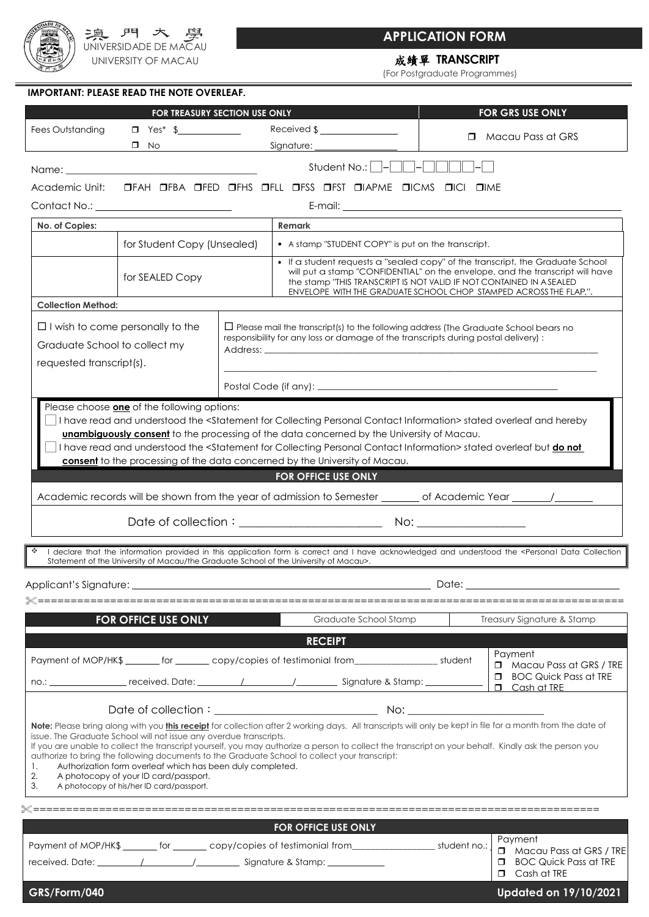澳門大學
UNIVERSIDADE DE MACAU
UNIVERSITY OF MACAU

# APPLICATION FORM

## 成績單 TRANSCRIPT

(For Postgraduate Programmes)

**IMPORTANT: PLEASE READ THE NOTE OVERLEAF.**

| FOR TREASURY SECTION USE ONLY | | FOR GRS USE ONLY |
|---|---|---|
| Fees Outstanding ❒ Yes* $________ ❒ No | Received $________ Signature: ________ | ❒ Macau Pass at GRS |

Name: ____________________ Student No.: □-□□-□□□□-□

Academic Unit: ❒FAH ❒FBA ❒FED ❒FHS ❒FLL ❒FSS ❒FST ❒IAPME ❒ICMS ❒ICI ❒IME

Contact No.: ____________________ E-mail: ____________________

| No. of Copies: | | Remark |
|---|---|---|
| | for Student Copy (Unsealed) | • A stamp "STUDENT COPY" is put on the transcript. |
| | for SEALED Copy | • If a student requests a "sealed copy" of the transcript, the Graduate School will put a stamp "CONFIDENTIAL" on the envelope, and the transcript will have the stamp "THIS TRANSCRIPT IS NOT VALID IF NOT CONTAINED IN A SEALED ENVELOPE WITH THE GRADUATE SCHOOL CHOP STAMPED ACROSS THE FLAP.". |

**Collection Method:**

| | |
|---|---|
| □ I wish to come personally to the Graduate School to collect my requested transcript(s). | □ Please mail the transcript(s) to the following address (The Graduate School bears no responsibility for any loss or damage of the transcripts during postal delivery) : Address: ____________________ ____________________ Postal Code (if any): ____________________ |

Please choose **one** of the following options:

□ I have read and understood the <Statement for Collecting Personal Contact Information> stated overleaf and hereby **unambiguously consent** to the processing of the data concerned by the University of Macau.

□ I have read and understood the <Statement for Collecting Personal Contact Information> stated overleaf but **do not consent** to the processing of the data concerned by the University of Macau.

**FOR OFFICE USE ONLY**

Academic records will be shown from the year of admission to Semester _______ of Academic Year _______/_______

Date of collection：____________________ No: ____________________

❖ I declare that the information provided in this application form is correct and I have acknowledged and understood the <Personal Data Collection Statement of the University of Macau/the Graduate School of the University of Macau>.

Applicant's Signature: ____________________ Date: ____________________

✂==========================================================================

| FOR OFFICE USE ONLY | Graduate School Stamp | Treasury Signature & Stamp |
|---|---|---|

**RECEIPT**

Payment of MOP/HK$ _______ for _______ copy/copies of testimonial from________________ student no.: ______________ received. Date: ________/________/________ Signature & Stamp: ____________

Payment
❒ Macau Pass at GRS / TRE
❒ BOC Quick Pass at TRE
❒ Cash at TRE

Date of collection：____________________ No: ____________________

**Note:** Please bring along with you **this receipt** for collection after 2 working days. All transcripts will only be kept in file for a month from the date of issue. The Graduate School will not issue any overdue transcripts.
If you are unable to collect the transcript yourself, you may authorize a person to collect the transcript on your behalf. Kindly ask the person you authorize to bring the following documents to the Graduate School to collect your transcript:

1. Authorization form overleaf which has been duly completed.
2. A photocopy of your ID card/passport.
3. A photocopy of his/her ID card/passport.

✂==========================================================================

**FOR OFFICE USE ONLY**

Payment of MOP/HK$ _______ for _______ copy/copies of testimonial from________________ student no.: received. Date: ________/________/________ Signature & Stamp: ____________

Payment
❒ Macau Pass at GRS / TRE
❒ BOC Quick Pass at TRE
❒ Cash at TRE

GRS/Form/040 Updated on 19/10/2021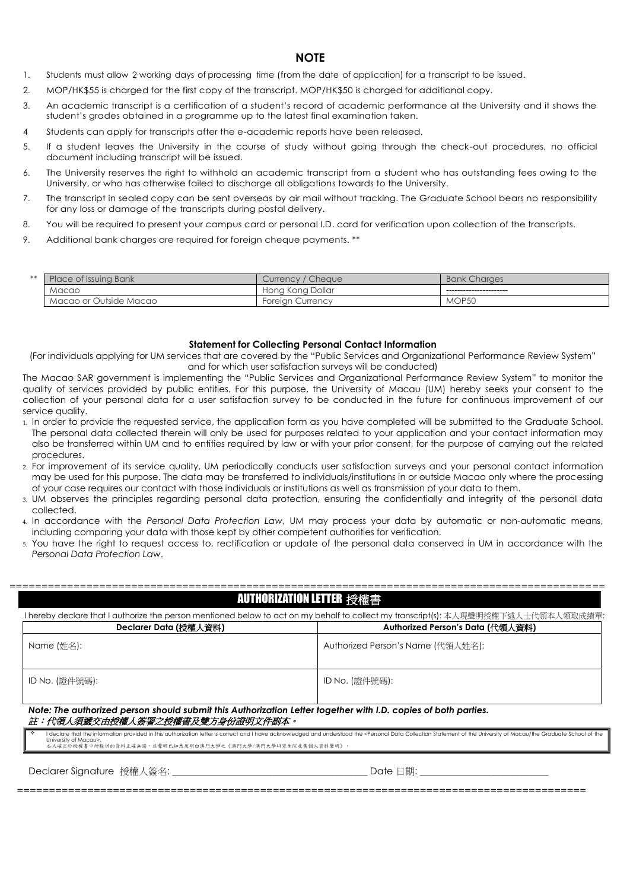## NOTE

1. Students must allow 2 working days of processing time (from the date of application) for a transcript to be issued.
2. MOP/HK$55 is charged for the first copy of the transcript. MOP/HK$50 is charged for additional copy.
3. An academic transcript is a certification of a student's record of academic performance at the University and it shows the student's grades obtained in a programme up to the latest final examination taken.
4. Students can apply for transcripts after the e-academic reports have been released.
5. If a student leaves the University in the course of study without going through the check-out procedures, no official document including transcript will be issued.
6. The University reserves the right to withhold an academic transcript from a student who has outstanding fees owing to the University, or who has otherwise failed to discharge all obligations towards to the University.
7. The transcript in sealed copy can be sent overseas by air mail without tracking. The Graduate School bears no responsibility for any loss or damage of the transcripts during postal delivery.
8. You will be required to present your campus card or personal I.D. card for verification upon collection of the transcripts.
9. Additional bank charges are required for foreign cheque payments. **

** 

| Place of Issuing Bank | Currency / Cheque | Bank Charges |
|---|---|---|
| Macao | Hong Kong Dollar | ---------------------- |
| Macao or Outside Macao | Foreign Currency | MOP50 |

### Statement for Collecting Personal Contact Information

(For individuals applying for UM services that are covered by the "Public Services and Organizational Performance Review System" and for which user satisfaction surveys will be conducted)

The Macao SAR government is implementing the "Public Services and Organizational Performance Review System" to monitor the quality of services provided by public entities. For this purpose, the University of Macau (UM) hereby seeks your consent to the collection of your personal data for a user satisfaction survey to be conducted in the future for continuous improvement of our service quality.

1. In order to provide the requested service, the application form as you have completed will be submitted to the Graduate School. The personal data collected therein will only be used for purposes related to your application and your contact information may also be transferred within UM and to entities required by law or with your prior consent, for the purpose of carrying out the related procedures.
2. For improvement of its service quality, UM periodically conducts user satisfaction surveys and your personal contact information may be used for this purpose. The data may be transferred to individuals/institutions in or outside Macao only where the processing of your case requires our contact with those individuals or institutions as well as transmission of your data to them.
3. UM observes the principles regarding personal data protection, ensuring the confidentially and integrity of the personal data collected.
4. In accordance with the *Personal Data Protection Law*, UM may process your data by automatic or non-automatic means, including comparing your data with those kept by other competent authorities for verification.
5. You have the right to request access to, rectification or update of the personal data conserved in UM in accordance with the *Personal Data Protection Law*.

## AUTHORIZATION LETTER 授權書

I hereby declare that I authorize the person mentioned below to act on my behalf to collect my transcript(s): 本人現聲明授權下述人士代領本人領取成績單:

| Declarer Data (授權人資料) | Authorized Person's Data (代領人資料) |
|---|---|
| Name (姓名): | Authorized Person's Name (代領人姓名): |
| ID No. (證件號碼): | ID No. (證件號碼): |

***Note: The authorized person should submit this Authorization Letter together with I.D. copies of both parties.***
***註：代領人須遞交由授權人簽署之授權書及雙方身份證明文件副本。***

❖ I declare that the information provided in this authorization letter is correct and I have acknowledged and understood the <Personal Data Collection Statement of the University of Macau/the Graduate School of the University of Macau>.
本人確定於授權書中所提供的資料正確無誤，並聲明已知悉及明白澳門大學之《澳門大學/澳門大學研究生院收集個人資料聲明》。

Declarer Signature 授權人簽名: ________________________ Date 日期: ________________